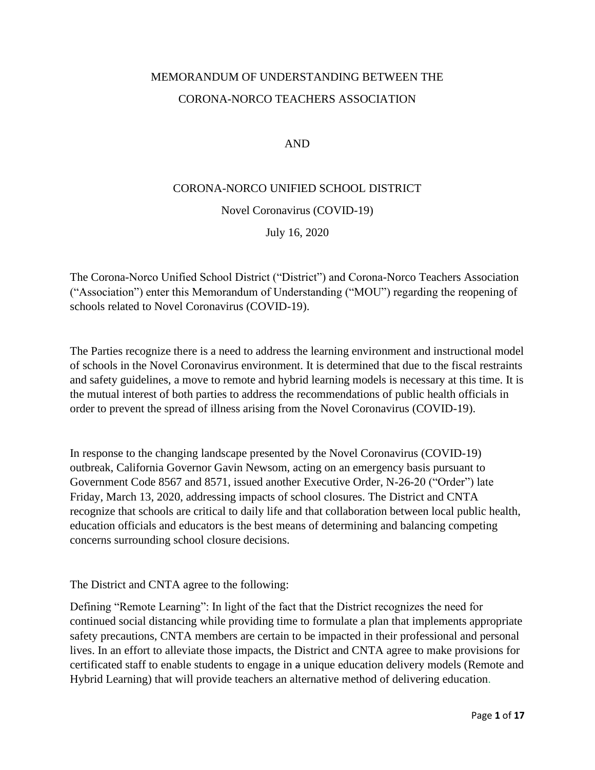# MEMORANDUM OF UNDERSTANDING BETWEEN THE CORONA-NORCO TEACHERS ASSOCIATION

AND

## CORONA-NORCO UNIFIED SCHOOL DISTRICT

Novel Coronavirus (COVID-19)

July 16, 2020

The Corona-Norco Unified School District ("District") and Corona-Norco Teachers Association ("Association") enter this Memorandum of Understanding ("MOU") regarding the reopening of schools related to Novel Coronavirus (COVID-19).

The Parties recognize there is a need to address the learning environment and instructional model of schools in the Novel Coronavirus environment. It is determined that due to the fiscal restraints and safety guidelines, a move to remote and hybrid learning models is necessary at this time. It is the mutual interest of both parties to address the recommendations of public health officials in order to prevent the spread of illness arising from the Novel Coronavirus (COVID-19).

In response to the changing landscape presented by the Novel Coronavirus (COVID-19) outbreak, California Governor Gavin Newsom, acting on an emergency basis pursuant to Government Code 8567 and 8571, issued another Executive Order, N-26-20 ("Order") late Friday, March 13, 2020, addressing impacts of school closures. The District and CNTA recognize that schools are critical to daily life and that collaboration between local public health, education officials and educators is the best means of determining and balancing competing concerns surrounding school closure decisions.

The District and CNTA agree to the following:

Defining "Remote Learning": In light of the fact that the District recognizes the need for continued social distancing while providing time to formulate a plan that implements appropriate safety precautions, CNTA members are certain to be impacted in their professional and personal lives. In an effort to alleviate those impacts, the District and CNTA agree to make provisions for certificated staff to enable students to engage in ~~a~~ unique education delivery models (Remote and Hybrid Learning) that will provide teachers an alternative method of delivering education.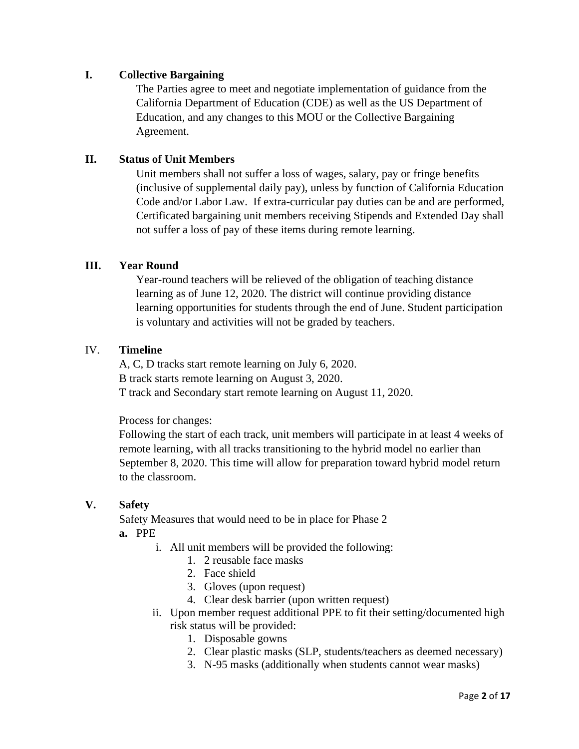## I. Collective Bargaining

The Parties agree to meet and negotiate implementation of guidance from the California Department of Education (CDE) as well as the US Department of Education, and any changes to this MOU or the Collective Bargaining Agreement.

## II. Status of Unit Members

Unit members shall not suffer a loss of wages, salary, pay or fringe benefits (inclusive of supplemental daily pay), unless by function of California Education Code and/or Labor Law. If extra-curricular pay duties can be and are performed, Certificated bargaining unit members receiving Stipends and Extended Day shall not suffer a loss of pay of these items during remote learning.

## III. Year Round

Year-round teachers will be relieved of the obligation of teaching distance learning as of June 12, 2020. The district will continue providing distance learning opportunities for students through the end of June. Student participation is voluntary and activities will not be graded by teachers.

## IV. Timeline

A, C, D tracks start remote learning on July 6, 2020.
B track starts remote learning on August 3, 2020.
T track and Secondary start remote learning on August 11, 2020.

Process for changes:
Following the start of each track, unit members will participate in at least 4 weeks of remote learning, with all tracks transitioning to the hybrid model no earlier than September 8, 2020. This time will allow for preparation toward hybrid model return to the classroom.

## V. Safety

Safety Measures that would need to be in place for Phase 2

**a.** PPE

- i. All unit members will be provided the following:
    1. 2 reusable face masks
    2. Face shield
    3. Gloves (upon request)
    4. Clear desk barrier (upon written request)
- ii. Upon member request additional PPE to fit their setting/documented high risk status will be provided:
    1. Disposable gowns
    2. Clear plastic masks (SLP, students/teachers as deemed necessary)
    3. N-95 masks (additionally when students cannot wear masks)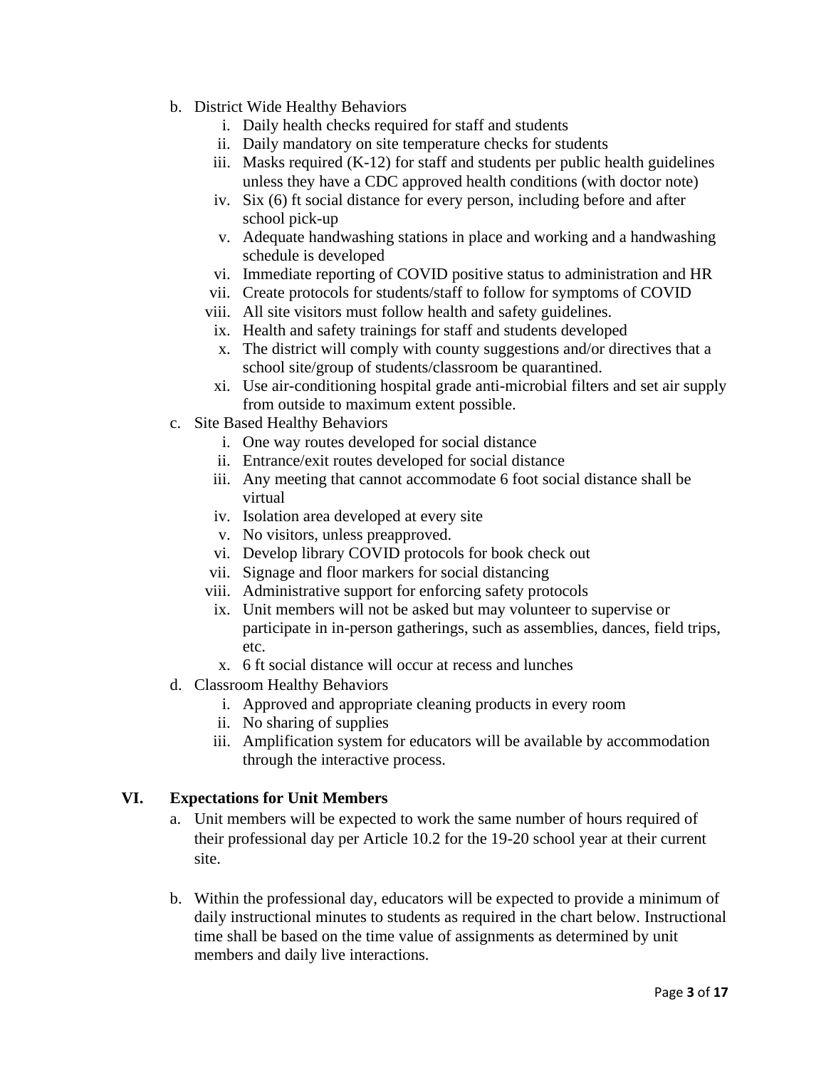b. District Wide Healthy Behaviors
   i. Daily health checks required for staff and students
   ii. Daily mandatory on site temperature checks for students
   iii. Masks required (K-12) for staff and students per public health guidelines unless they have a CDC approved health conditions (with doctor note)
   iv. Six (6) ft social distance for every person, including before and after school pick-up
   v. Adequate handwashing stations in place and working and a handwashing schedule is developed
   vi. Immediate reporting of COVID positive status to administration and HR
   vii. Create protocols for students/staff to follow for symptoms of COVID
   viii. All site visitors must follow health and safety guidelines.
   ix. Health and safety trainings for staff and students developed
   x. The district will comply with county suggestions and/or directives that a school site/group of students/classroom be quarantined.
   xi. Use air-conditioning hospital grade anti-microbial filters and set air supply from outside to maximum extent possible.

c. Site Based Healthy Behaviors
   i. One way routes developed for social distance
   ii. Entrance/exit routes developed for social distance
   iii. Any meeting that cannot accommodate 6 foot social distance shall be virtual
   iv. Isolation area developed at every site
   v. No visitors, unless preapproved.
   vi. Develop library COVID protocols for book check out
   vii. Signage and floor markers for social distancing
   viii. Administrative support for enforcing safety protocols
   ix. Unit members will not be asked but may volunteer to supervise or participate in in-person gatherings, such as assemblies, dances, field trips, etc.
   x. 6 ft social distance will occur at recess and lunches

d. Classroom Healthy Behaviors
   i. Approved and appropriate cleaning products in every room
   ii. No sharing of supplies
   iii. Amplification system for educators will be available by accommodation through the interactive process.

## VI. Expectations for Unit Members

a. Unit members will be expected to work the same number of hours required of their professional day per Article 10.2 for the 19-20 school year at their current site.

b. Within the professional day, educators will be expected to provide a minimum of daily instructional minutes to students as required in the chart below. Instructional time shall be based on the time value of assignments as determined by unit members and daily live interactions.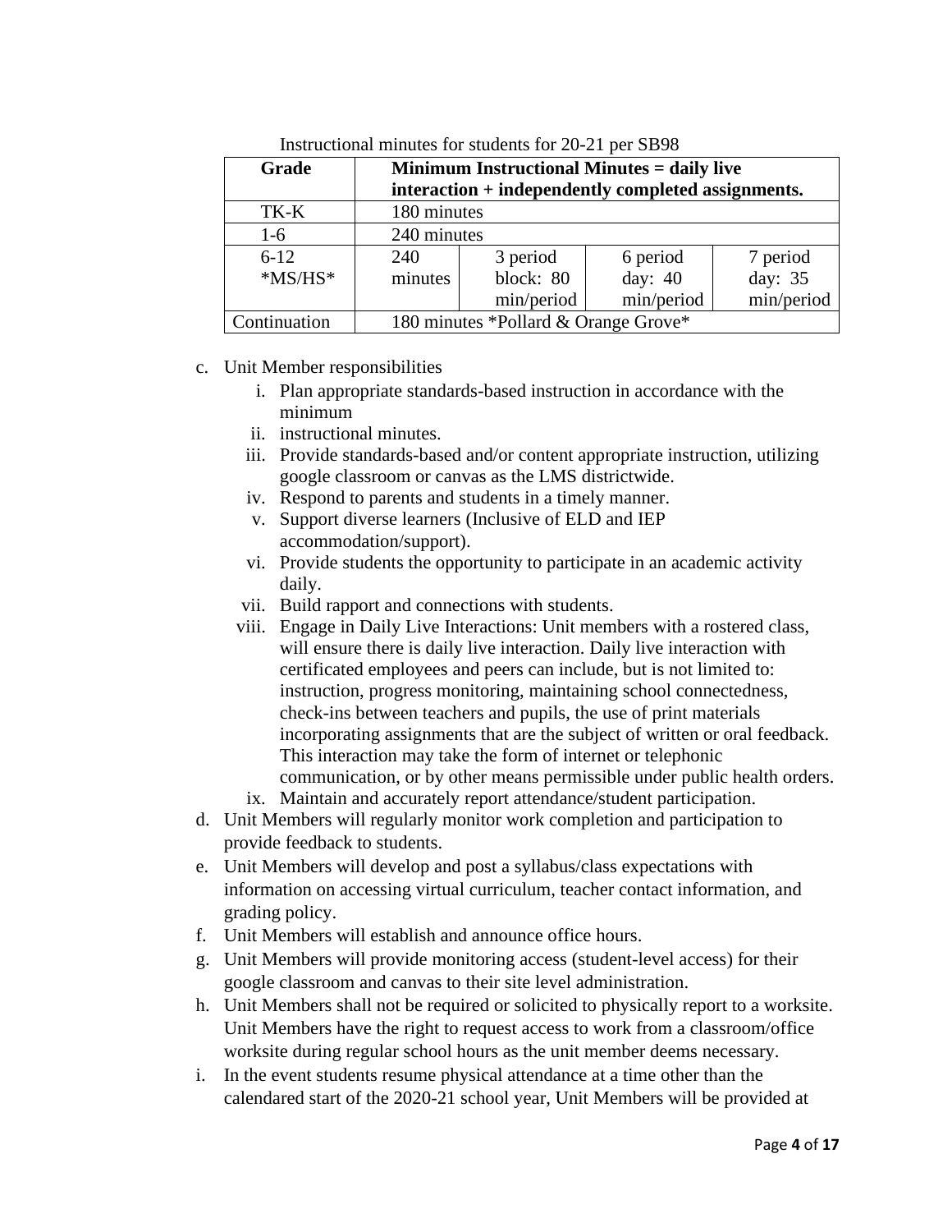Instructional minutes for students for 20-21 per SB98

| Grade | Minimum Instructional Minutes = daily live interaction + independently completed assignments. | | | |
|---|---|---|---|---|
| TK-K | 180 minutes | | | |
| 1-6 | 240 minutes | | | |
| 6-12 *MS/HS* | 240 minutes | 3 period block: 80 min/period | 6 period day: 40 min/period | 7 period day: 35 min/period |
| Continuation | 180 minutes *Pollard & Orange Grove* | | | |

c. Unit Member responsibilities
   i. Plan appropriate standards-based instruction in accordance with the minimum
   ii. instructional minutes.
   iii. Provide standards-based and/or content appropriate instruction, utilizing google classroom or canvas as the LMS districtwide.
   iv. Respond to parents and students in a timely manner.
   v. Support diverse learners (Inclusive of ELD and IEP accommodation/support).
   vi. Provide students the opportunity to participate in an academic activity daily.
   vii. Build rapport and connections with students.
   viii. Engage in Daily Live Interactions: Unit members with a rostered class, will ensure there is daily live interaction. Daily live interaction with certificated employees and peers can include, but is not limited to: instruction, progress monitoring, maintaining school connectedness, check-ins between teachers and pupils, the use of print materials incorporating assignments that are the subject of written or oral feedback. This interaction may take the form of internet or telephonic communication, or by other means permissible under public health orders.
   ix. Maintain and accurately report attendance/student participation.

d. Unit Members will regularly monitor work completion and participation to provide feedback to students.

e. Unit Members will develop and post a syllabus/class expectations with information on accessing virtual curriculum, teacher contact information, and grading policy.

f. Unit Members will establish and announce office hours.

g. Unit Members will provide monitoring access (student-level access) for their google classroom and canvas to their site level administration.

h. Unit Members shall not be required or solicited to physically report to a worksite. Unit Members have the right to request access to work from a classroom/office worksite during regular school hours as the unit member deems necessary.

i. In the event students resume physical attendance at a time other than the calendared start of the 2020-21 school year, Unit Members will be provided at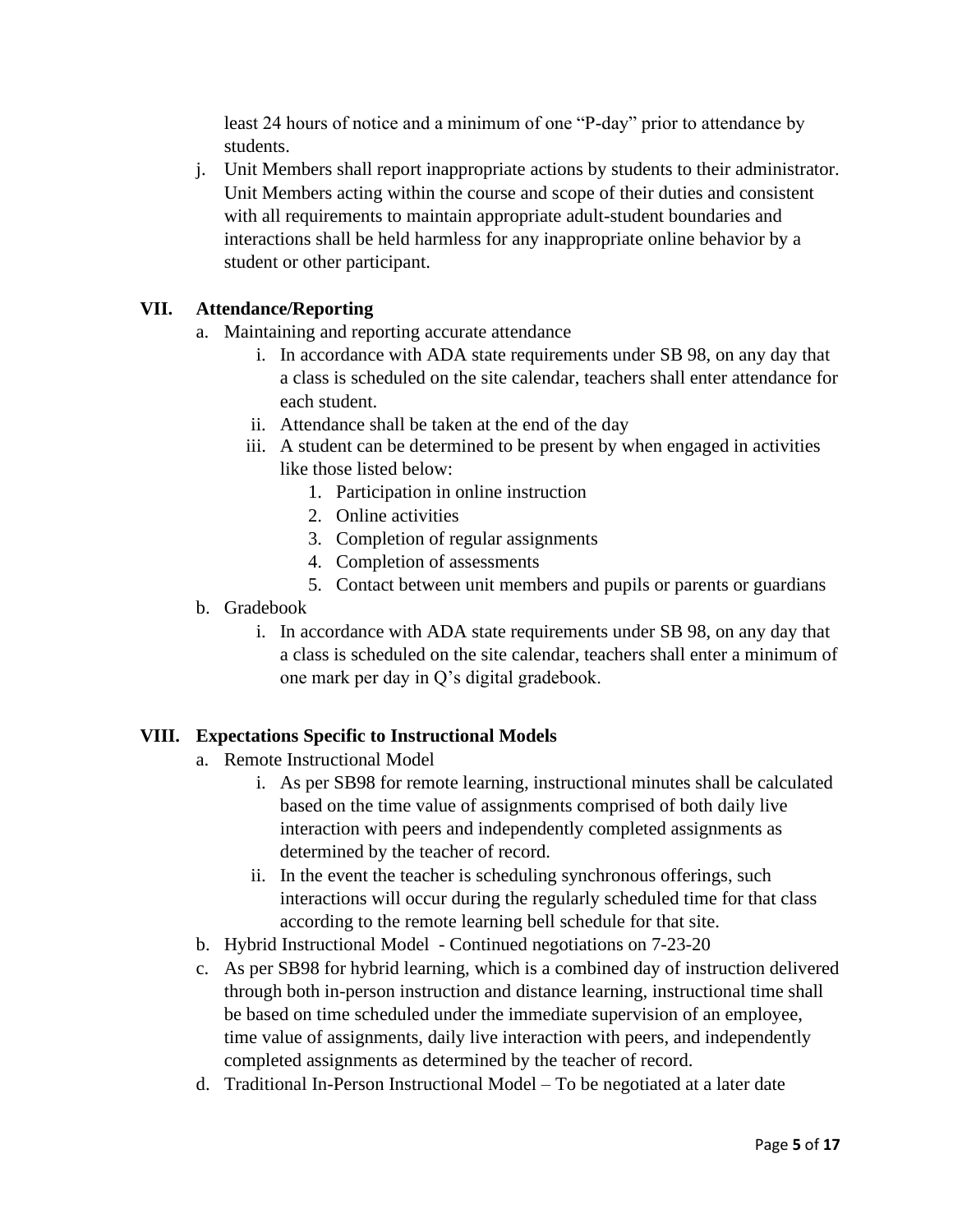least 24 hours of notice and a minimum of one "P-day" prior to attendance by students.

j. Unit Members shall report inappropriate actions by students to their administrator. Unit Members acting within the course and scope of their duties and consistent with all requirements to maintain appropriate adult-student boundaries and interactions shall be held harmless for any inappropriate online behavior by a student or other participant.

## VII. Attendance/Reporting

a. Maintaining and reporting accurate attendance
    i. In accordance with ADA state requirements under SB 98, on any day that a class is scheduled on the site calendar, teachers shall enter attendance for each student.
    ii. Attendance shall be taken at the end of the day
    iii. A student can be determined to be present by when engaged in activities like those listed below:
        1. Participation in online instruction
        2. Online activities
        3. Completion of regular assignments
        4. Completion of assessments
        5. Contact between unit members and pupils or parents or guardians

b. Gradebook
    i. In accordance with ADA state requirements under SB 98, on any day that a class is scheduled on the site calendar, teachers shall enter a minimum of one mark per day in Q's digital gradebook.

## VIII. Expectations Specific to Instructional Models

a. Remote Instructional Model
    i. As per SB98 for remote learning, instructional minutes shall be calculated based on the time value of assignments comprised of both daily live interaction with peers and independently completed assignments as determined by the teacher of record.
    ii. In the event the teacher is scheduling synchronous offerings, such interactions will occur during the regularly scheduled time for that class according to the remote learning bell schedule for that site.

b. Hybrid Instructional Model - Continued negotiations on 7-23-20

c. As per SB98 for hybrid learning, which is a combined day of instruction delivered through both in-person instruction and distance learning, instructional time shall be based on time scheduled under the immediate supervision of an employee, time value of assignments, daily live interaction with peers, and independently completed assignments as determined by the teacher of record.

d. Traditional In-Person Instructional Model – To be negotiated at a later date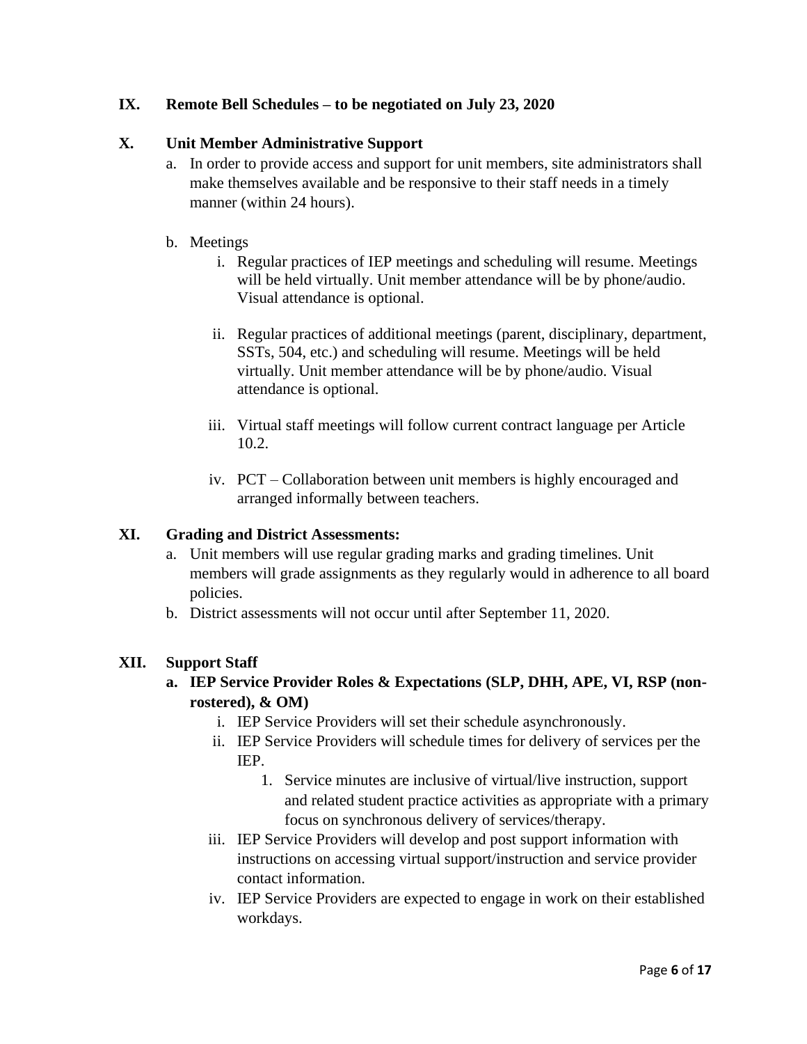## IX. Remote Bell Schedules – to be negotiated on July 23, 2020

## X. Unit Member Administrative Support

a. In order to provide access and support for unit members, site administrators shall make themselves available and be responsive to their staff needs in a timely manner (within 24 hours).

b. Meetings

   i. Regular practices of IEP meetings and scheduling will resume. Meetings will be held virtually. Unit member attendance will be by phone/audio. Visual attendance is optional.

   ii. Regular practices of additional meetings (parent, disciplinary, department, SSTs, 504, etc.) and scheduling will resume. Meetings will be held virtually. Unit member attendance will be by phone/audio. Visual attendance is optional.

   iii. Virtual staff meetings will follow current contract language per Article 10.2.

   iv. PCT – Collaboration between unit members is highly encouraged and arranged informally between teachers.

## XI. Grading and District Assessments:

a. Unit members will use regular grading marks and grading timelines. Unit members will grade assignments as they regularly would in adherence to all board policies.

b. District assessments will not occur until after September 11, 2020.

## XII. Support Staff

### a. IEP Service Provider Roles & Expectations (SLP, DHH, APE, VI, RSP (non-rostered), & OM)

   i. IEP Service Providers will set their schedule asynchronously.

   ii. IEP Service Providers will schedule times for delivery of services per the IEP.

      1. Service minutes are inclusive of virtual/live instruction, support and related student practice activities as appropriate with a primary focus on synchronous delivery of services/therapy.

   iii. IEP Service Providers will develop and post support information with instructions on accessing virtual support/instruction and service provider contact information.

   iv. IEP Service Providers are expected to engage in work on their established workdays.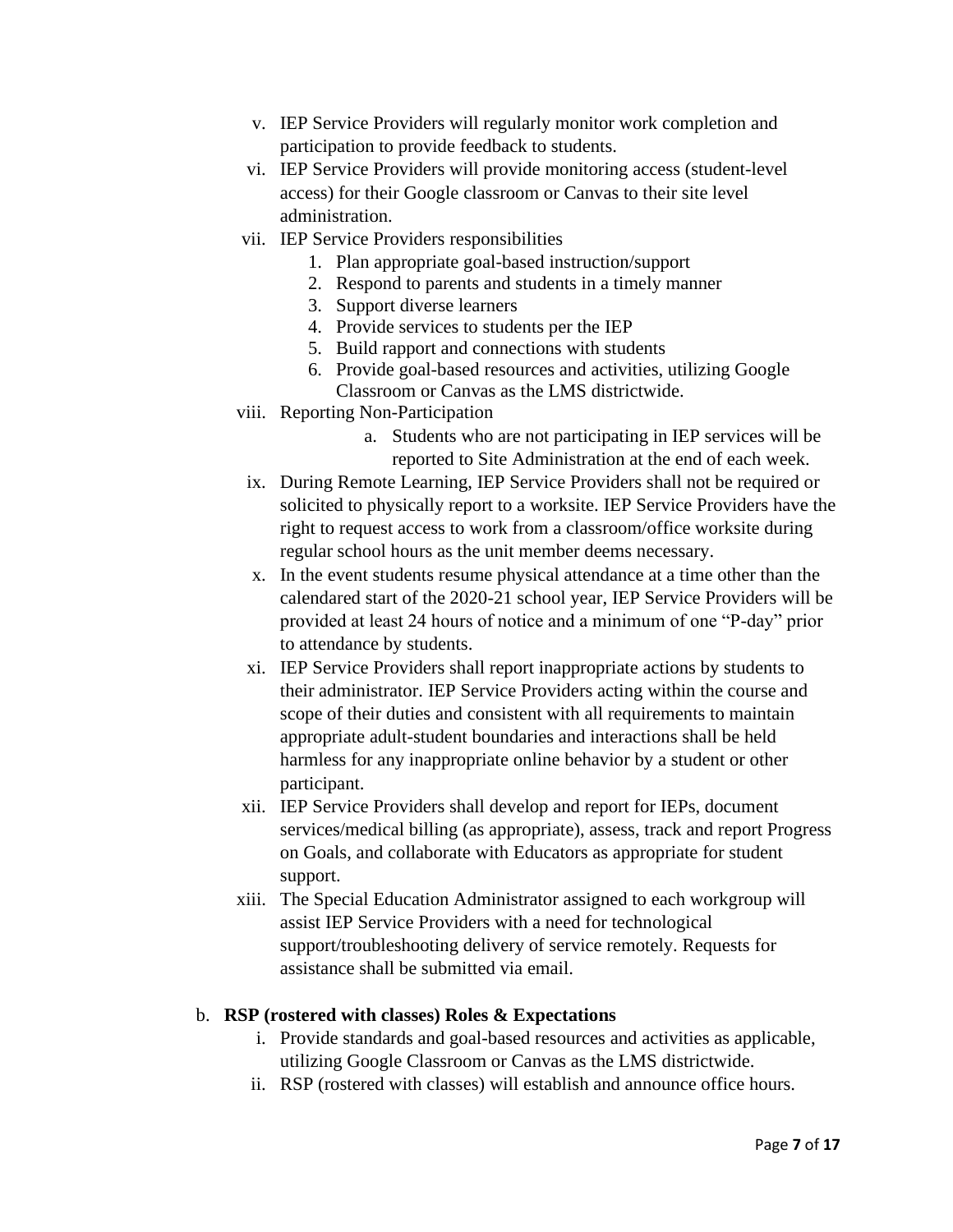v. IEP Service Providers will regularly monitor work completion and participation to provide feedback to students.

vi. IEP Service Providers will provide monitoring access (student-level access) for their Google classroom or Canvas to their site level administration.

vii. IEP Service Providers responsibilities

1. Plan appropriate goal-based instruction/support
2. Respond to parents and students in a timely manner
3. Support diverse learners
4. Provide services to students per the IEP
5. Build rapport and connections with students
6. Provide goal-based resources and activities, utilizing Google Classroom or Canvas as the LMS districtwide.

viii. Reporting Non-Participation

a. Students who are not participating in IEP services will be reported to Site Administration at the end of each week.

ix. During Remote Learning, IEP Service Providers shall not be required or solicited to physically report to a worksite. IEP Service Providers have the right to request access to work from a classroom/office worksite during regular school hours as the unit member deems necessary.

x. In the event students resume physical attendance at a time other than the calendared start of the 2020-21 school year, IEP Service Providers will be provided at least 24 hours of notice and a minimum of one "P-day" prior to attendance by students.

xi. IEP Service Providers shall report inappropriate actions by students to their administrator. IEP Service Providers acting within the course and scope of their duties and consistent with all requirements to maintain appropriate adult-student boundaries and interactions shall be held harmless for any inappropriate online behavior by a student or other participant.

xii. IEP Service Providers shall develop and report for IEPs, document services/medical billing (as appropriate), assess, track and report Progress on Goals, and collaborate with Educators as appropriate for student support.

xiii. The Special Education Administrator assigned to each workgroup will assist IEP Service Providers with a need for technological support/troubleshooting delivery of service remotely. Requests for assistance shall be submitted via email.

b. **RSP (rostered with classes) Roles & Expectations**

i. Provide standards and goal-based resources and activities as applicable, utilizing Google Classroom or Canvas as the LMS districtwide.

ii. RSP (rostered with classes) will establish and announce office hours.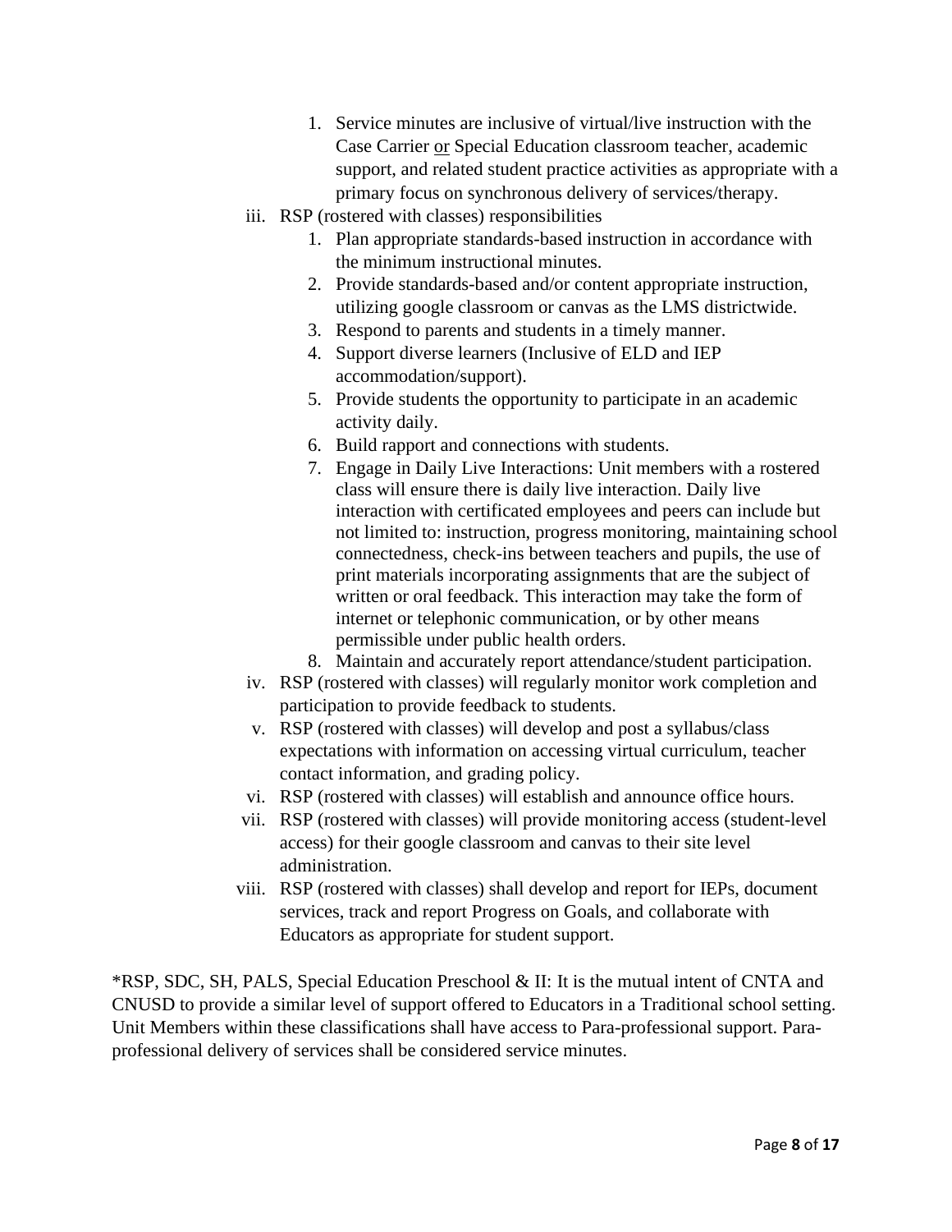1. Service minutes are inclusive of virtual/live instruction with the Case Carrier <u>or</u> Special Education classroom teacher, academic support, and related student practice activities as appropriate with a primary focus on synchronous delivery of services/therapy.

iii. RSP (rostered with classes) responsibilities

1. Plan appropriate standards-based instruction in accordance with the minimum instructional minutes.
2. Provide standards-based and/or content appropriate instruction, utilizing google classroom or canvas as the LMS districtwide.
3. Respond to parents and students in a timely manner.
4. Support diverse learners (Inclusive of ELD and IEP accommodation/support).
5. Provide students the opportunity to participate in an academic activity daily.
6. Build rapport and connections with students.
7. Engage in Daily Live Interactions: Unit members with a rostered class will ensure there is daily live interaction. Daily live interaction with certificated employees and peers can include but not limited to: instruction, progress monitoring, maintaining school connectedness, check-ins between teachers and pupils, the use of print materials incorporating assignments that are the subject of written or oral feedback. This interaction may take the form of internet or telephonic communication, or by other means permissible under public health orders.
8. Maintain and accurately report attendance/student participation.

iv. RSP (rostered with classes) will regularly monitor work completion and participation to provide feedback to students.

v. RSP (rostered with classes) will develop and post a syllabus/class expectations with information on accessing virtual curriculum, teacher contact information, and grading policy.

vi. RSP (rostered with classes) will establish and announce office hours.

vii. RSP (rostered with classes) will provide monitoring access (student-level access) for their google classroom and canvas to their site level administration.

viii. RSP (rostered with classes) shall develop and report for IEPs, document services, track and report Progress on Goals, and collaborate with Educators as appropriate for student support.

*RSP, SDC, SH, PALS, Special Education Preschool & II: It is the mutual intent of CNTA and CNUSD to provide a similar level of support offered to Educators in a Traditional school setting. Unit Members within these classifications shall have access to Para-professional support. Para-professional delivery of services shall be considered service minutes.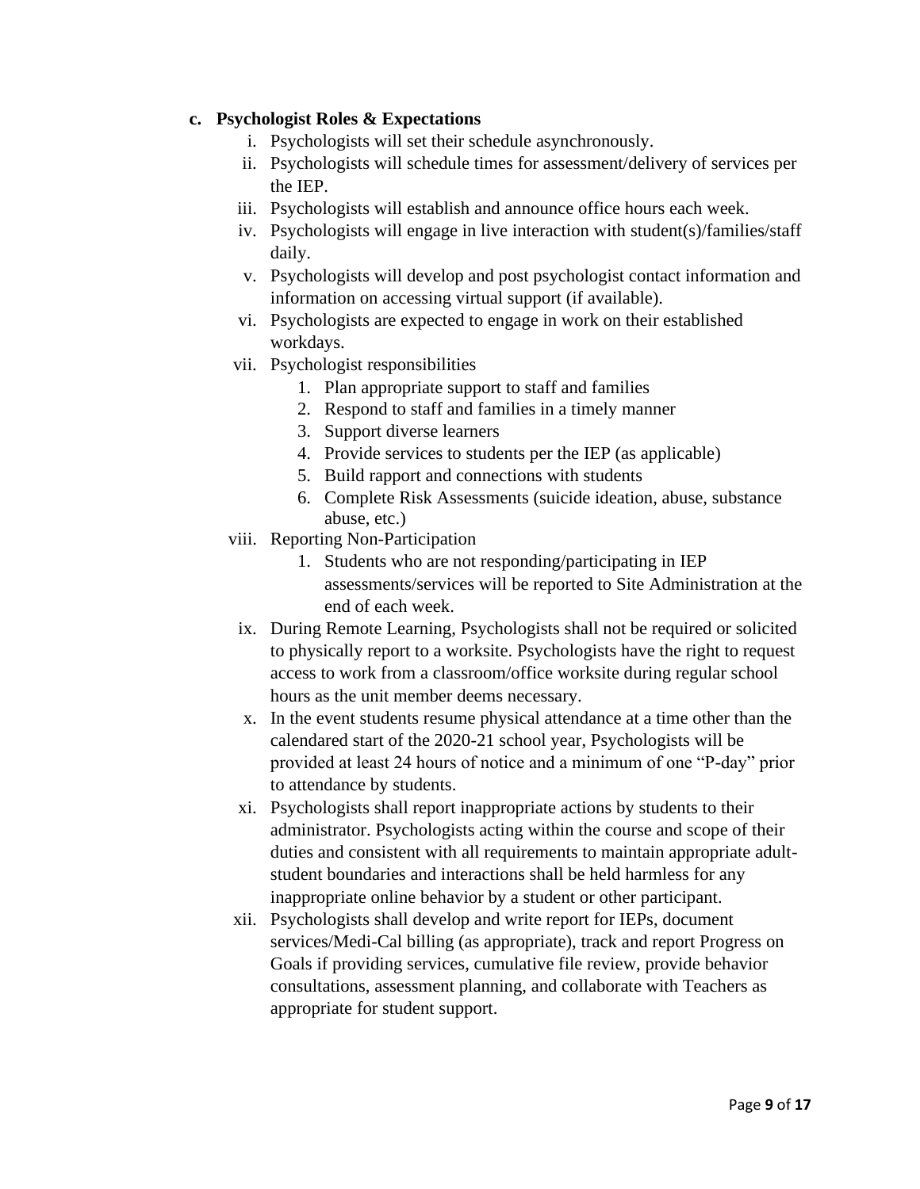**c. Psychologist Roles & Expectations**

i. Psychologists will set their schedule asynchronously.

ii. Psychologists will schedule times for assessment/delivery of services per the IEP.

iii. Psychologists will establish and announce office hours each week.

iv. Psychologists will engage in live interaction with student(s)/families/staff daily.

v. Psychologists will develop and post psychologist contact information and information on accessing virtual support (if available).

vi. Psychologists are expected to engage in work on their established workdays.

vii. Psychologist responsibilities

1. Plan appropriate support to staff and families
2. Respond to staff and families in a timely manner
3. Support diverse learners
4. Provide services to students per the IEP (as applicable)
5. Build rapport and connections with students
6. Complete Risk Assessments (suicide ideation, abuse, substance abuse, etc.)

viii. Reporting Non-Participation

1. Students who are not responding/participating in IEP assessments/services will be reported to Site Administration at the end of each week.

ix. During Remote Learning, Psychologists shall not be required or solicited to physically report to a worksite. Psychologists have the right to request access to work from a classroom/office worksite during regular school hours as the unit member deems necessary.

x. In the event students resume physical attendance at a time other than the calendared start of the 2020-21 school year, Psychologists will be provided at least 24 hours of notice and a minimum of one "P-day" prior to attendance by students.

xi. Psychologists shall report inappropriate actions by students to their administrator. Psychologists acting within the course and scope of their duties and consistent with all requirements to maintain appropriate adult-student boundaries and interactions shall be held harmless for any inappropriate online behavior by a student or other participant.

xii. Psychologists shall develop and write report for IEPs, document services/Medi-Cal billing (as appropriate), track and report Progress on Goals if providing services, cumulative file review, provide behavior consultations, assessment planning, and collaborate with Teachers as appropriate for student support.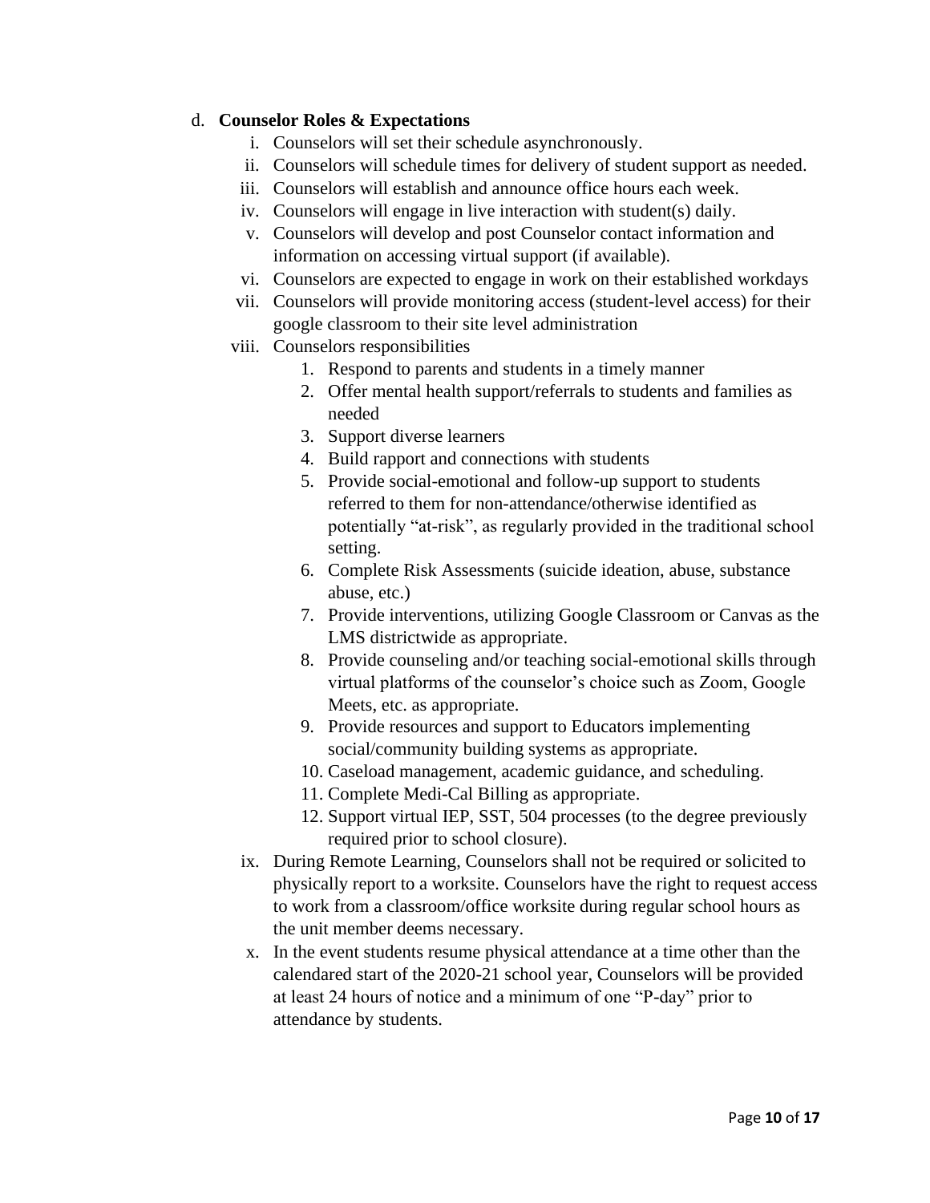d. **Counselor Roles & Expectations**

   i. Counselors will set their schedule asynchronously.
   ii. Counselors will schedule times for delivery of student support as needed.
   iii. Counselors will establish and announce office hours each week.
   iv. Counselors will engage in live interaction with student(s) daily.
   v. Counselors will develop and post Counselor contact information and information on accessing virtual support (if available).
   vi. Counselors are expected to engage in work on their established workdays
   vii. Counselors will provide monitoring access (student-level access) for their google classroom to their site level administration
   viii. Counselors responsibilities
      1. Respond to parents and students in a timely manner
      2. Offer mental health support/referrals to students and families as needed
      3. Support diverse learners
      4. Build rapport and connections with students
      5. Provide social-emotional and follow-up support to students referred to them for non-attendance/otherwise identified as potentially "at-risk", as regularly provided in the traditional school setting.
      6. Complete Risk Assessments (suicide ideation, abuse, substance abuse, etc.)
      7. Provide interventions, utilizing Google Classroom or Canvas as the LMS districtwide as appropriate.
      8. Provide counseling and/or teaching social-emotional skills through virtual platforms of the counselor's choice such as Zoom, Google Meets, etc. as appropriate.
      9. Provide resources and support to Educators implementing social/community building systems as appropriate.
      10. Caseload management, academic guidance, and scheduling.
      11. Complete Medi-Cal Billing as appropriate.
      12. Support virtual IEP, SST, 504 processes (to the degree previously required prior to school closure).
   ix. During Remote Learning, Counselors shall not be required or solicited to physically report to a worksite. Counselors have the right to request access to work from a classroom/office worksite during regular school hours as the unit member deems necessary.
   x. In the event students resume physical attendance at a time other than the calendared start of the 2020-21 school year, Counselors will be provided at least 24 hours of notice and a minimum of one "P-day" prior to attendance by students.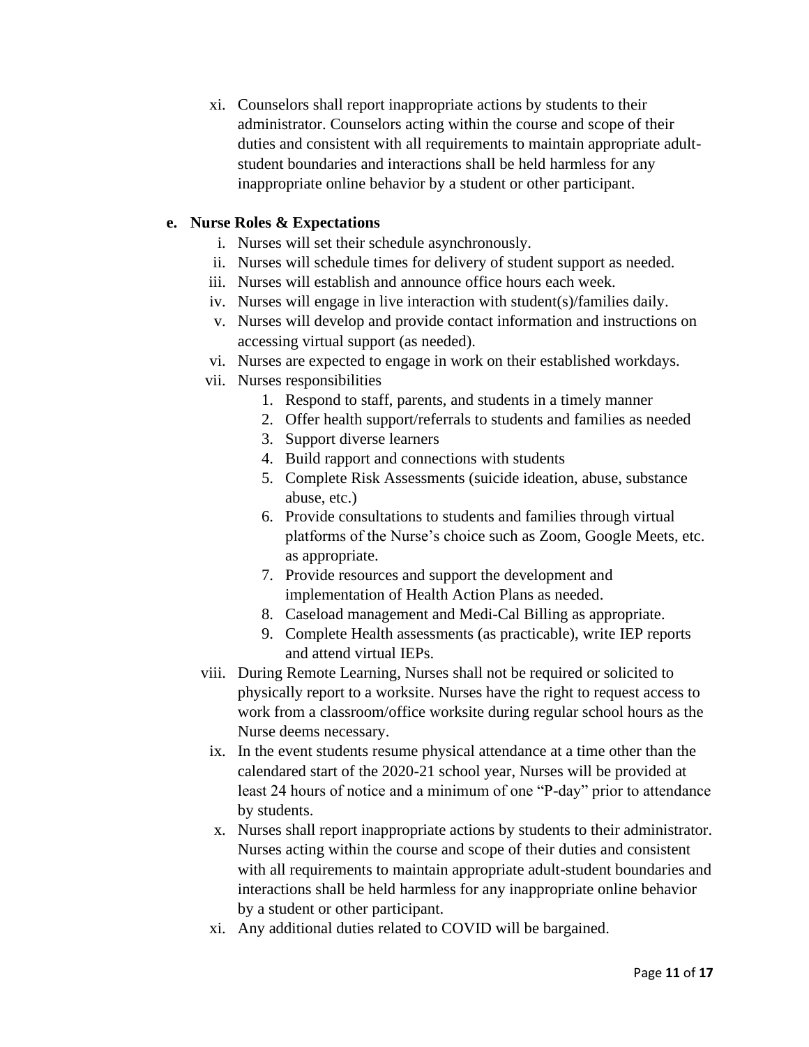xi. Counselors shall report inappropriate actions by students to their administrator. Counselors acting within the course and scope of their duties and consistent with all requirements to maintain appropriate adult-student boundaries and interactions shall be held harmless for any inappropriate online behavior by a student or other participant.

**e. Nurse Roles & Expectations**

i. Nurses will set their schedule asynchronously.

ii. Nurses will schedule times for delivery of student support as needed.

iii. Nurses will establish and announce office hours each week.

iv. Nurses will engage in live interaction with student(s)/families daily.

v. Nurses will develop and provide contact information and instructions on accessing virtual support (as needed).

vi. Nurses are expected to engage in work on their established workdays.

vii. Nurses responsibilities

1. Respond to staff, parents, and students in a timely manner
2. Offer health support/referrals to students and families as needed
3. Support diverse learners
4. Build rapport and connections with students
5. Complete Risk Assessments (suicide ideation, abuse, substance abuse, etc.)
6. Provide consultations to students and families through virtual platforms of the Nurse's choice such as Zoom, Google Meets, etc. as appropriate.
7. Provide resources and support the development and implementation of Health Action Plans as needed.
8. Caseload management and Medi-Cal Billing as appropriate.
9. Complete Health assessments (as practicable), write IEP reports and attend virtual IEPs.

viii. During Remote Learning, Nurses shall not be required or solicited to physically report to a worksite. Nurses have the right to request access to work from a classroom/office worksite during regular school hours as the Nurse deems necessary.

ix. In the event students resume physical attendance at a time other than the calendared start of the 2020-21 school year, Nurses will be provided at least 24 hours of notice and a minimum of one "P-day" prior to attendance by students.

x. Nurses shall report inappropriate actions by students to their administrator. Nurses acting within the course and scope of their duties and consistent with all requirements to maintain appropriate adult-student boundaries and interactions shall be held harmless for any inappropriate online behavior by a student or other participant.

xi. Any additional duties related to COVID will be bargained.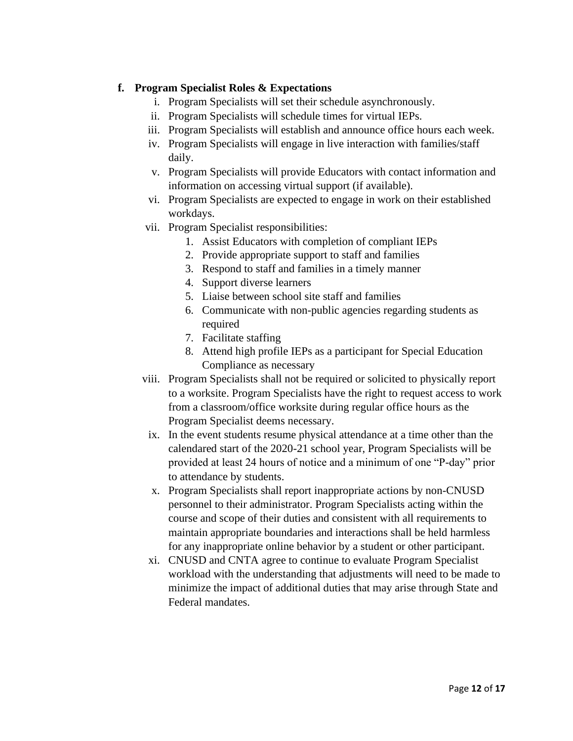**f. Program Specialist Roles & Expectations**

i. Program Specialists will set their schedule asynchronously.

ii. Program Specialists will schedule times for virtual IEPs.

iii. Program Specialists will establish and announce office hours each week.

iv. Program Specialists will engage in live interaction with families/staff daily.

v. Program Specialists will provide Educators with contact information and information on accessing virtual support (if available).

vi. Program Specialists are expected to engage in work on their established workdays.

vii. Program Specialist responsibilities:

1. Assist Educators with completion of compliant IEPs
2. Provide appropriate support to staff and families
3. Respond to staff and families in a timely manner
4. Support diverse learners
5. Liaise between school site staff and families
6. Communicate with non-public agencies regarding students as required
7. Facilitate staffing
8. Attend high profile IEPs as a participant for Special Education Compliance as necessary

viii. Program Specialists shall not be required or solicited to physically report to a worksite. Program Specialists have the right to request access to work from a classroom/office worksite during regular office hours as the Program Specialist deems necessary.

ix. In the event students resume physical attendance at a time other than the calendared start of the 2020-21 school year, Program Specialists will be provided at least 24 hours of notice and a minimum of one "P-day" prior to attendance by students.

x. Program Specialists shall report inappropriate actions by non-CNUSD personnel to their administrator. Program Specialists acting within the course and scope of their duties and consistent with all requirements to maintain appropriate boundaries and interactions shall be held harmless for any inappropriate online behavior by a student or other participant.

xi. CNUSD and CNTA agree to continue to evaluate Program Specialist workload with the understanding that adjustments will need to be made to minimize the impact of additional duties that may arise through State and Federal mandates.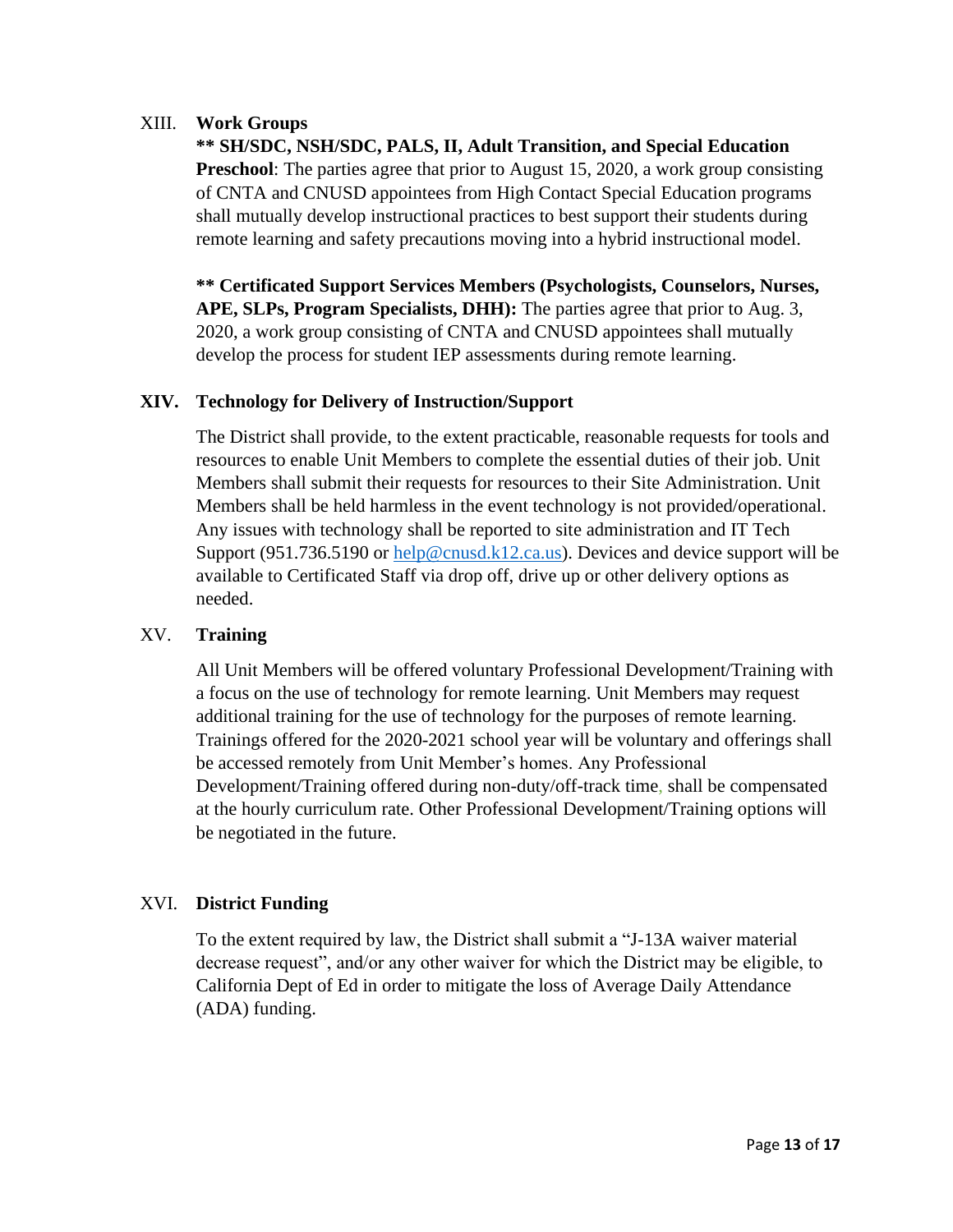## XIII. Work Groups

**\*\* SH/SDC, NSH/SDC, PALS, II, Adult Transition, and Special Education Preschool**: The parties agree that prior to August 15, 2020, a work group consisting of CNTA and CNUSD appointees from High Contact Special Education programs shall mutually develop instructional practices to best support their students during remote learning and safety precautions moving into a hybrid instructional model.

**\*\* Certificated Support Services Members (Psychologists, Counselors, Nurses, APE, SLPs, Program Specialists, DHH):** The parties agree that prior to Aug. 3, 2020, a work group consisting of CNTA and CNUSD appointees shall mutually develop the process for student IEP assessments during remote learning.

## XIV. Technology for Delivery of Instruction/Support

The District shall provide, to the extent practicable, reasonable requests for tools and resources to enable Unit Members to complete the essential duties of their job. Unit Members shall submit their requests for resources to their Site Administration. Unit Members shall be held harmless in the event technology is not provided/operational. Any issues with technology shall be reported to site administration and IT Tech Support (951.736.5190 or help@cnusd.k12.ca.us). Devices and device support will be available to Certificated Staff via drop off, drive up or other delivery options as needed.

## XV. Training

All Unit Members will be offered voluntary Professional Development/Training with a focus on the use of technology for remote learning. Unit Members may request additional training for the use of technology for the purposes of remote learning. Trainings offered for the 2020-2021 school year will be voluntary and offerings shall be accessed remotely from Unit Member's homes. Any Professional Development/Training offered during non-duty/off-track time, shall be compensated at the hourly curriculum rate. Other Professional Development/Training options will be negotiated in the future.

## XVI. District Funding

To the extent required by law, the District shall submit a "J-13A waiver material decrease request", and/or any other waiver for which the District may be eligible, to California Dept of Ed in order to mitigate the loss of Average Daily Attendance (ADA) funding.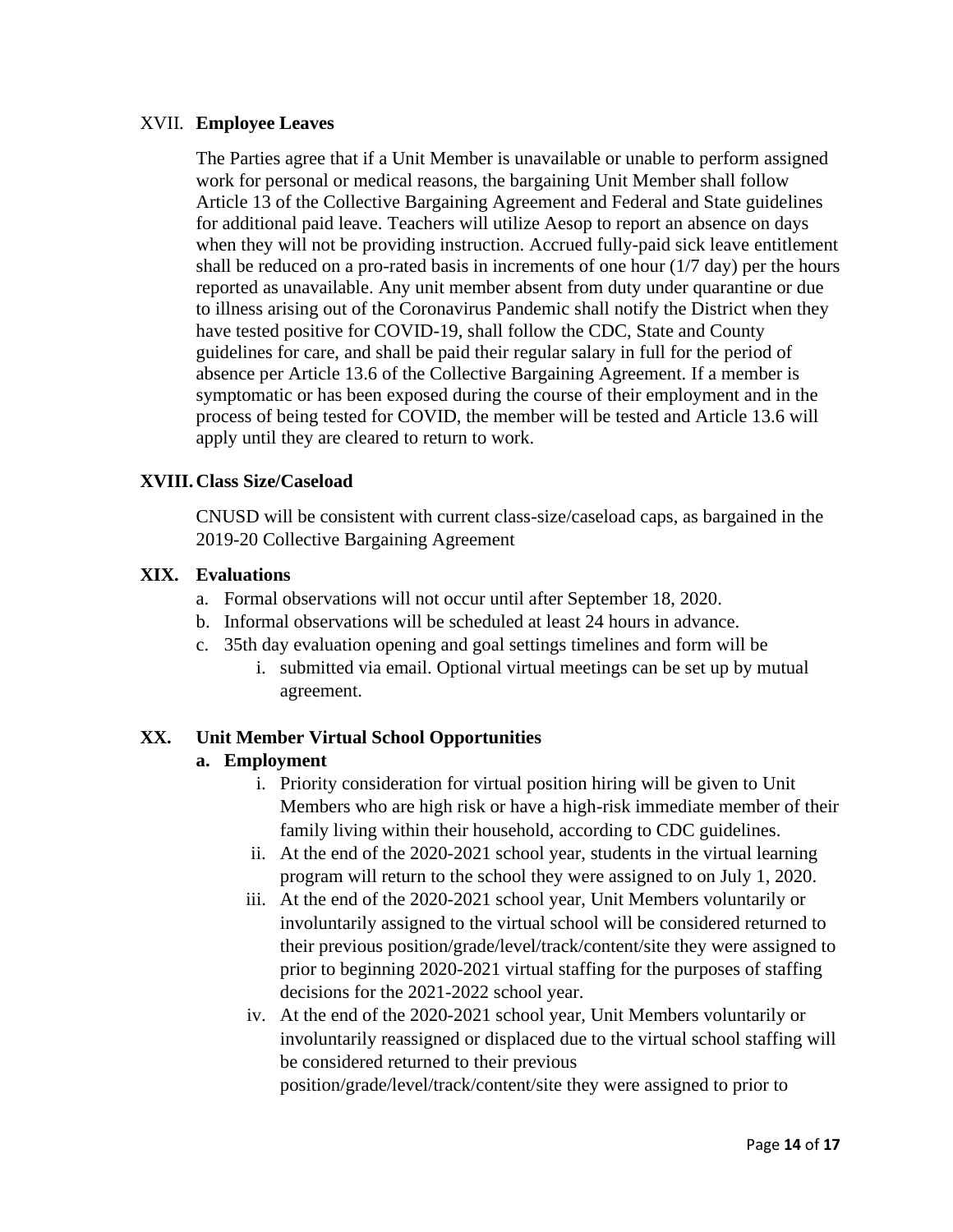## XVII. Employee Leaves

The Parties agree that if a Unit Member is unavailable or unable to perform assigned work for personal or medical reasons, the bargaining Unit Member shall follow Article 13 of the Collective Bargaining Agreement and Federal and State guidelines for additional paid leave. Teachers will utilize Aesop to report an absence on days when they will not be providing instruction. Accrued fully-paid sick leave entitlement shall be reduced on a pro-rated basis in increments of one hour (1/7 day) per the hours reported as unavailable. Any unit member absent from duty under quarantine or due to illness arising out of the Coronavirus Pandemic shall notify the District when they have tested positive for COVID-19, shall follow the CDC, State and County guidelines for care, and shall be paid their regular salary in full for the period of absence per Article 13.6 of the Collective Bargaining Agreement. If a member is symptomatic or has been exposed during the course of their employment and in the process of being tested for COVID, the member will be tested and Article 13.6 will apply until they are cleared to return to work.

## XVIII. Class Size/Caseload

CNUSD will be consistent with current class-size/caseload caps, as bargained in the 2019-20 Collective Bargaining Agreement

## XIX. Evaluations

a. Formal observations will not occur until after September 18, 2020.
b. Informal observations will be scheduled at least 24 hours in advance.
c. 35th day evaluation opening and goal settings timelines and form will be
    i. submitted via email. Optional virtual meetings can be set up by mutual agreement.

## XX. Unit Member Virtual School Opportunities

### a. Employment

i. Priority consideration for virtual position hiring will be given to Unit Members who are high risk or have a high-risk immediate member of their family living within their household, according to CDC guidelines.

ii. At the end of the 2020-2021 school year, students in the virtual learning program will return to the school they were assigned to on July 1, 2020.

iii. At the end of the 2020-2021 school year, Unit Members voluntarily or involuntarily assigned to the virtual school will be considered returned to their previous position/grade/level/track/content/site they were assigned to prior to beginning 2020-2021 virtual staffing for the purposes of staffing decisions for the 2021-2022 school year.

iv. At the end of the 2020-2021 school year, Unit Members voluntarily or involuntarily reassigned or displaced due to the virtual school staffing will be considered returned to their previous position/grade/level/track/content/site they were assigned to prior to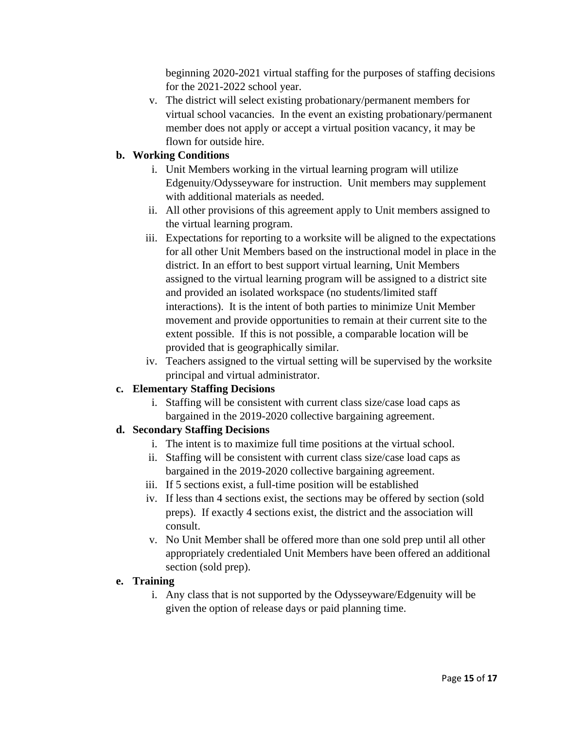beginning 2020-2021 virtual staffing for the purposes of staffing decisions for the 2021-2022 school year.

v. The district will select existing probationary/permanent members for virtual school vacancies. In the event an existing probationary/permanent member does not apply or accept a virtual position vacancy, it may be flown for outside hire.

**b. Working Conditions**

i. Unit Members working in the virtual learning program will utilize Edgenuity/Odysseyware for instruction. Unit members may supplement with additional materials as needed.

ii. All other provisions of this agreement apply to Unit members assigned to the virtual learning program.

iii. Expectations for reporting to a worksite will be aligned to the expectations for all other Unit Members based on the instructional model in place in the district. In an effort to best support virtual learning, Unit Members assigned to the virtual learning program will be assigned to a district site and provided an isolated workspace (no students/limited staff interactions). It is the intent of both parties to minimize Unit Member movement and provide opportunities to remain at their current site to the extent possible. If this is not possible, a comparable location will be provided that is geographically similar.

iv. Teachers assigned to the virtual setting will be supervised by the worksite principal and virtual administrator.

**c. Elementary Staffing Decisions**

i. Staffing will be consistent with current class size/case load caps as bargained in the 2019-2020 collective bargaining agreement.

**d. Secondary Staffing Decisions**

i. The intent is to maximize full time positions at the virtual school.

ii. Staffing will be consistent with current class size/case load caps as bargained in the 2019-2020 collective bargaining agreement.

iii. If 5 sections exist, a full-time position will be established

iv. If less than 4 sections exist, the sections may be offered by section (sold preps). If exactly 4 sections exist, the district and the association will consult.

v. No Unit Member shall be offered more than one sold prep until all other appropriately credentialed Unit Members have been offered an additional section (sold prep).

**e. Training**

i. Any class that is not supported by the Odysseyware/Edgenuity will be given the option of release days or paid planning time.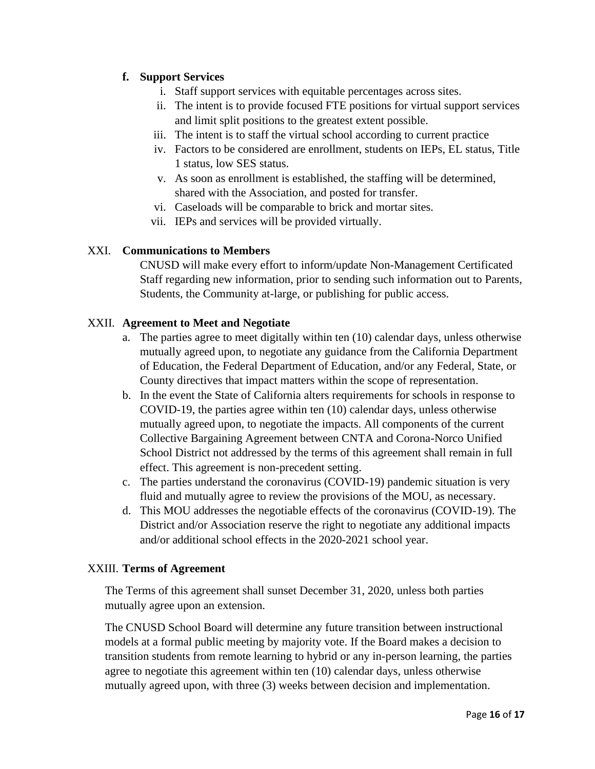**f. Support Services**

i. Staff support services with equitable percentages across sites.
ii. The intent is to provide focused FTE positions for virtual support services and limit split positions to the greatest extent possible.
iii. The intent is to staff the virtual school according to current practice
iv. Factors to be considered are enrollment, students on IEPs, EL status, Title 1 status, low SES status.
v. As soon as enrollment is established, the staffing will be determined, shared with the Association, and posted for transfer.
vi. Caseloads will be comparable to brick and mortar sites.
vii. IEPs and services will be provided virtually.

## XXI. Communications to Members

CNUSD will make every effort to inform/update Non-Management Certificated Staff regarding new information, prior to sending such information out to Parents, Students, the Community at-large, or publishing for public access.

## XXII. Agreement to Meet and Negotiate

a. The parties agree to meet digitally within ten (10) calendar days, unless otherwise mutually agreed upon, to negotiate any guidance from the California Department of Education, the Federal Department of Education, and/or any Federal, State, or County directives that impact matters within the scope of representation.
b. In the event the State of California alters requirements for schools in response to COVID-19, the parties agree within ten (10) calendar days, unless otherwise mutually agreed upon, to negotiate the impacts. All components of the current Collective Bargaining Agreement between CNTA and Corona-Norco Unified School District not addressed by the terms of this agreement shall remain in full effect. This agreement is non-precedent setting.
c. The parties understand the coronavirus (COVID-19) pandemic situation is very fluid and mutually agree to review the provisions of the MOU, as necessary.
d. This MOU addresses the negotiable effects of the coronavirus (COVID-19). The District and/or Association reserve the right to negotiate any additional impacts and/or additional school effects in the 2020-2021 school year.

## XXIII. Terms of Agreement

The Terms of this agreement shall sunset December 31, 2020, unless both parties mutually agree upon an extension.

The CNUSD School Board will determine any future transition between instructional models at a formal public meeting by majority vote. If the Board makes a decision to transition students from remote learning to hybrid or any in-person learning, the parties agree to negotiate this agreement within ten (10) calendar days, unless otherwise mutually agreed upon, with three (3) weeks between decision and implementation.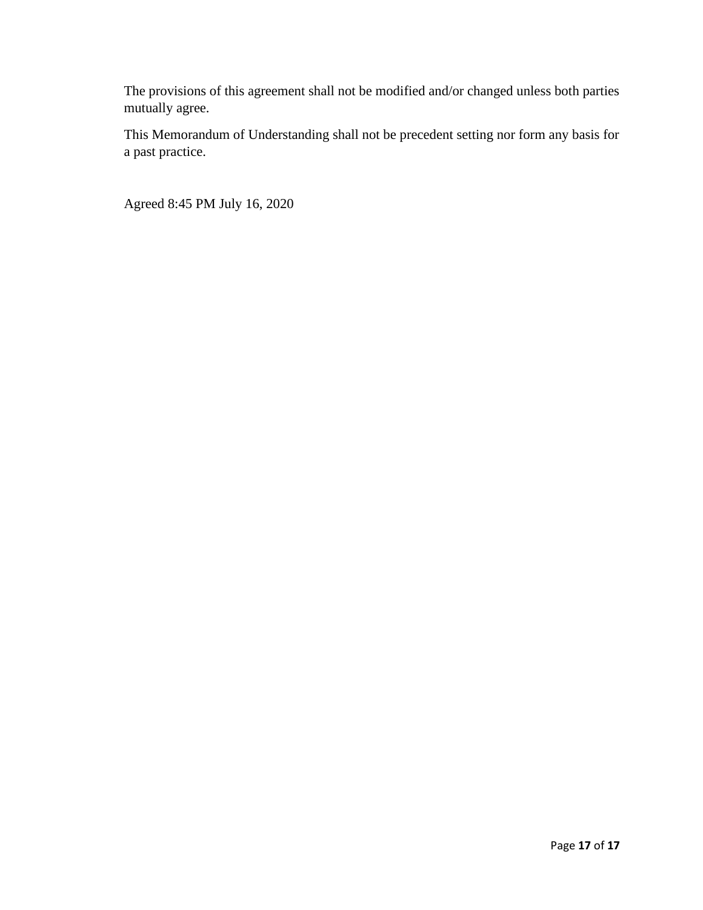The provisions of this agreement shall not be modified and/or changed unless both parties mutually agree.

This Memorandum of Understanding shall not be precedent setting nor form any basis for a past practice.

Agreed 8:45 PM July 16, 2020